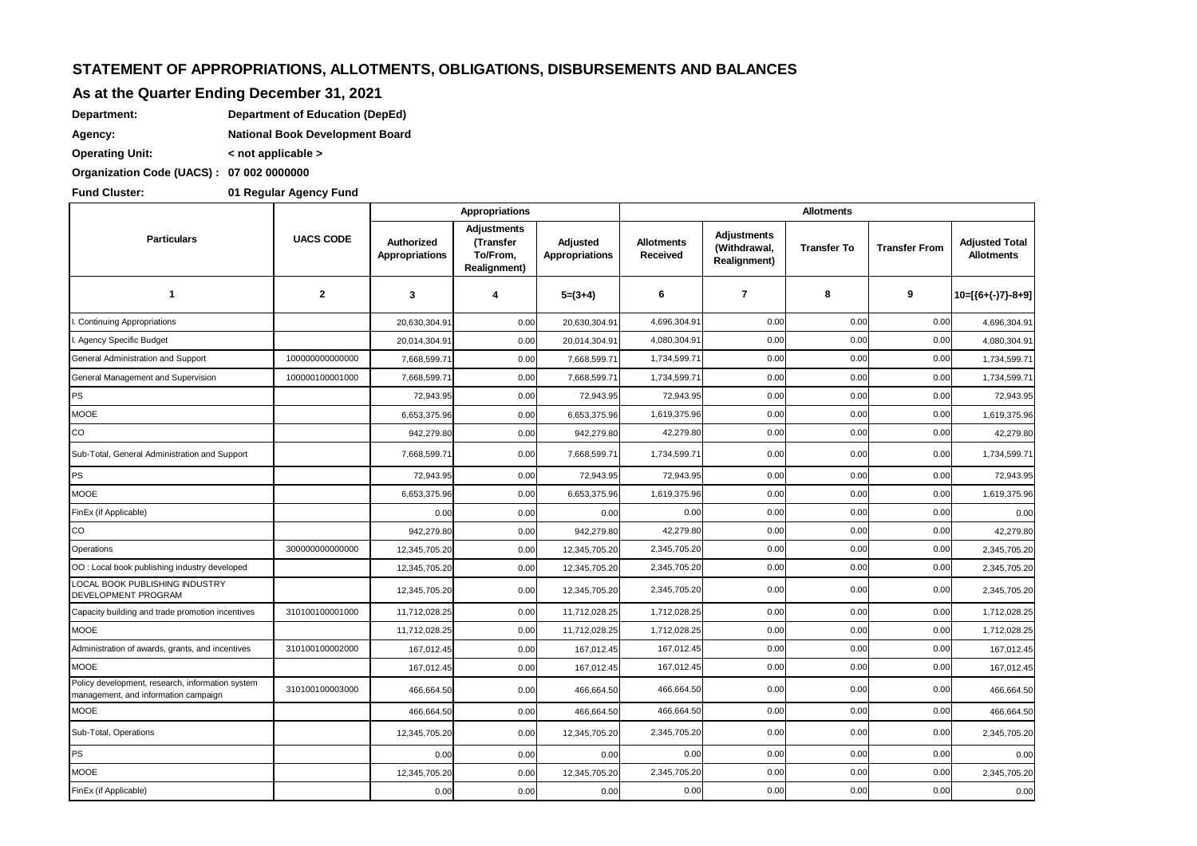## STATEMENT OF APPROPRIATIONS, ALLOTMENTS, OBLIGATIONS, DISBURSEMENTS AND BALANCES

### As at the Quarter Ending December 31, 2021

**Department:** **Department of Education (DepEd)**

**Agency:** **National Book Development Board**

**Operating Unit:** **< not applicable >**

**Organization Code (UACS) :** **07 002 0000000**

**Fund Cluster:** **01 Regular Agency Fund**

| Particulars | UACS CODE | Appropriations | | | Allotments | | | | |
|---|---|---|---|---|---|---|---|---|---|
| | | Authorized Appropriations | Adjustments (Transfer To/From, Realignment) | Adjusted Appropriations | Allotments Received | Adjustments (Withdrawal, Realignment) | Transfer To | Transfer From | Adjusted Total Allotments |
| 1 | 2 | 3 | 4 | 5=(3+4) | 6 | 7 | 8 | 9 | 10=[{6+(-)7}-8+9] |
| I. Continuing Appropriations | | 20,630,304.91 | 0.00 | 20,630,304.91 | 4,696,304.91 | 0.00 | 0.00 | 0.00 | 4,696,304.91 |
| I. Agency Specific Budget | | 20,014,304.91 | 0.00 | 20,014,304.91 | 4,080,304.91 | 0.00 | 0.00 | 0.00 | 4,080,304.91 |
| General Administration and Support | 100000000000000 | 7,668,599.71 | 0.00 | 7,668,599.71 | 1,734,599.71 | 0.00 | 0.00 | 0.00 | 1,734,599.71 |
| General Management and Supervision | 100000100001000 | 7,668,599.71 | 0.00 | 7,668,599.71 | 1,734,599.71 | 0.00 | 0.00 | 0.00 | 1,734,599.71 |
| PS | | 72,943.95 | 0.00 | 72,943.95 | 72,943.95 | 0.00 | 0.00 | 0.00 | 72,943.95 |
| MOOE | | 6,653,375.96 | 0.00 | 6,653,375.96 | 1,619,375.96 | 0.00 | 0.00 | 0.00 | 1,619,375.96 |
| CO | | 942,279.80 | 0.00 | 942,279.80 | 42,279.80 | 0.00 | 0.00 | 0.00 | 42,279.80 |
| Sub-Total, General Administration and Support | | 7,668,599.71 | 0.00 | 7,668,599.71 | 1,734,599.71 | 0.00 | 0.00 | 0.00 | 1,734,599.71 |
| PS | | 72,943.95 | 0.00 | 72,943.95 | 72,943.95 | 0.00 | 0.00 | 0.00 | 72,943.95 |
| MOOE | | 6,653,375.96 | 0.00 | 6,653,375.96 | 1,619,375.96 | 0.00 | 0.00 | 0.00 | 1,619,375.96 |
| FinEx (if Applicable) | | 0.00 | 0.00 | 0.00 | 0.00 | 0.00 | 0.00 | 0.00 | 0.00 |
| CO | | 942,279.80 | 0.00 | 942,279.80 | 42,279.80 | 0.00 | 0.00 | 0.00 | 42,279.80 |
| Operations | 300000000000000 | 12,345,705.20 | 0.00 | 12,345,705.20 | 2,345,705.20 | 0.00 | 0.00 | 0.00 | 2,345,705.20 |
| OO : Local book publishing industry developed | | 12,345,705.20 | 0.00 | 12,345,705.20 | 2,345,705.20 | 0.00 | 0.00 | 0.00 | 2,345,705.20 |
| LOCAL BOOK PUBLISHING INDUSTRY DEVELOPMENT PROGRAM | | 12,345,705.20 | 0.00 | 12,345,705.20 | 2,345,705.20 | 0.00 | 0.00 | 0.00 | 2,345,705.20 |
| Capacity building and trade promotion incentives | 310100100001000 | 11,712,028.25 | 0.00 | 11,712,028.25 | 1,712,028.25 | 0.00 | 0.00 | 0.00 | 1,712,028.25 |
| MOOE | | 11,712,028.25 | 0.00 | 11,712,028.25 | 1,712,028.25 | 0.00 | 0.00 | 0.00 | 1,712,028.25 |
| Administration of awards, grants, and incentives | 310100100002000 | 167,012.45 | 0.00 | 167,012.45 | 167,012.45 | 0.00 | 0.00 | 0.00 | 167,012.45 |
| MOOE | | 167,012.45 | 0.00 | 167,012.45 | 167,012.45 | 0.00 | 0.00 | 0.00 | 167,012.45 |
| Policy development, research, information system management, and information campaign | 310100100003000 | 466,664.50 | 0.00 | 466,664.50 | 466,664.50 | 0.00 | 0.00 | 0.00 | 466,664.50 |
| MOOE | | 466,664.50 | 0.00 | 466,664.50 | 466,664.50 | 0.00 | 0.00 | 0.00 | 466,664.50 |
| Sub-Total, Operations | | 12,345,705.20 | 0.00 | 12,345,705.20 | 2,345,705.20 | 0.00 | 0.00 | 0.00 | 2,345,705.20 |
| PS | | 0.00 | 0.00 | 0.00 | 0.00 | 0.00 | 0.00 | 0.00 | 0.00 |
| MOOE | | 12,345,705.20 | 0.00 | 12,345,705.20 | 2,345,705.20 | 0.00 | 0.00 | 0.00 | 2,345,705.20 |
| FinEx (if Applicable) | | 0.00 | 0.00 | 0.00 | 0.00 | 0.00 | 0.00 | 0.00 | 0.00 |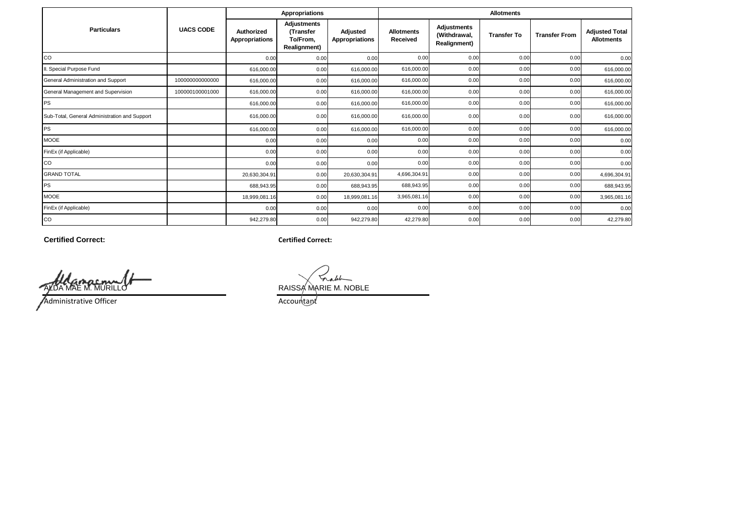| Particulars | UACS CODE | Appropriations | | | Allotments | | | | |
|---|---|---|---|---|---|---|---|---|---|
| | | Authorized Appropriations | Adjustments (Transfer To/From, Realignment) | Adjusted Appropriations | Allotments Received | Adjustments (Withdrawal, Realignment) | Transfer To | Transfer From | Adjusted Total Allotments |
| CO | | 0.00 | 0.00 | 0.00 | 0.00 | 0.00 | 0.00 | 0.00 | 0.00 |
| II. Special Purpose Fund | | 616,000.00 | 0.00 | 616,000.00 | 616,000.00 | 0.00 | 0.00 | 0.00 | 616,000.00 |
| General Administration and Support | 100000000000000 | 616,000.00 | 0.00 | 616,000.00 | 616,000.00 | 0.00 | 0.00 | 0.00 | 616,000.00 |
| General Management and Supervision | 100000100001000 | 616,000.00 | 0.00 | 616,000.00 | 616,000.00 | 0.00 | 0.00 | 0.00 | 616,000.00 |
| PS | | 616,000.00 | 0.00 | 616,000.00 | 616,000.00 | 0.00 | 0.00 | 0.00 | 616,000.00 |
| Sub-Total, General Administration and Support | | 616,000.00 | 0.00 | 616,000.00 | 616,000.00 | 0.00 | 0.00 | 0.00 | 616,000.00 |
| PS | | 616,000.00 | 0.00 | 616,000.00 | 616,000.00 | 0.00 | 0.00 | 0.00 | 616,000.00 |
| MOOE | | 0.00 | 0.00 | 0.00 | 0.00 | 0.00 | 0.00 | 0.00 | 0.00 |
| FinEx (if Applicable) | | 0.00 | 0.00 | 0.00 | 0.00 | 0.00 | 0.00 | 0.00 | 0.00 |
| CO | | 0.00 | 0.00 | 0.00 | 0.00 | 0.00 | 0.00 | 0.00 | 0.00 |
| GRAND TOTAL | | 20,630,304.91 | 0.00 | 20,630,304.91 | 4,696,304.91 | 0.00 | 0.00 | 0.00 | 4,696,304.91 |
| PS | | 688,943.95 | 0.00 | 688,943.95 | 688,943.95 | 0.00 | 0.00 | 0.00 | 688,943.95 |
| MOOE | | 18,999,081.16 | 0.00 | 18,999,081.16 | 3,965,081.16 | 0.00 | 0.00 | 0.00 | 3,965,081.16 |
| FinEx (if Applicable) | | 0.00 | 0.00 | 0.00 | 0.00 | 0.00 | 0.00 | 0.00 | 0.00 |
| CO | | 942,279.80 | 0.00 | 942,279.80 | 42,279.80 | 0.00 | 0.00 | 0.00 | 42,279.80 |

**Certified Correct:**

ALDA MAE M. MURILLO
Administrative Officer

**Certified Correct:**

RAISSA MARIE M. NOBLE
Accountant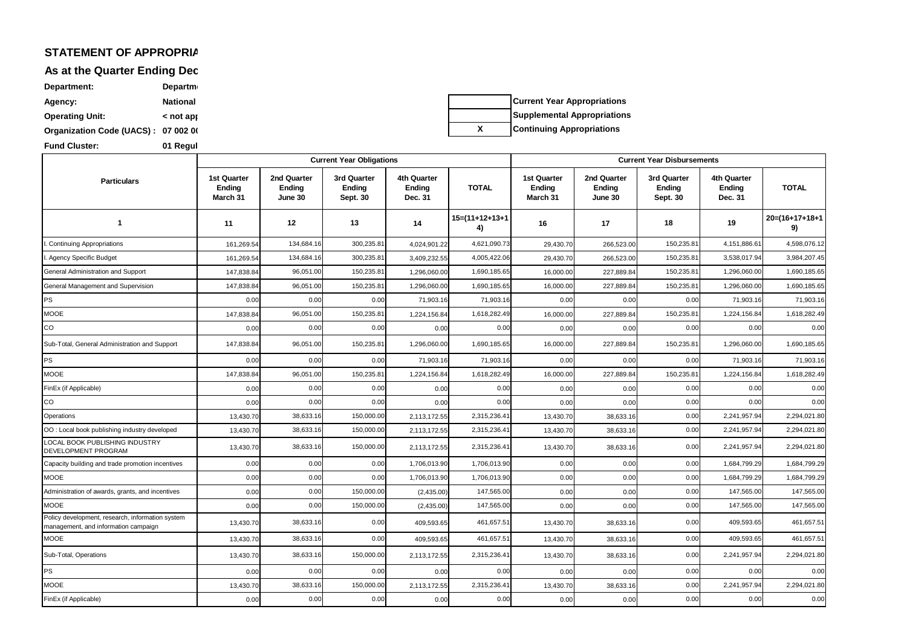## STATEMENT OF APPROPRIA

## As at the Quarter Ending Dec

**Department:** Departm

**Agency:** National

**Operating Unit:** < not app

**Organization Code (UACS) :** 07 002 00

**Fund Cluster:** 01 Regul

| | |
|---|---|
| | Current Year Appropriations |
| | Supplemental Appropriations |
| X | Continuing Appropriations |

| Particulars | Current Year Obligations | | | | | Current Year Disbursements | | | | |
|---|---|---|---|---|---|---|---|---|---|---|
| | 1st Quarter Ending March 31 | 2nd Quarter Ending June 30 | 3rd Quarter Ending Sept. 30 | 4th Quarter Ending Dec. 31 | TOTAL | 1st Quarter Ending March 31 | 2nd Quarter Ending June 30 | 3rd Quarter Ending Sept. 30 | 4th Quarter Ending Dec. 31 | TOTAL |
| 1 | 11 | 12 | 13 | 14 | 15=(11+12+13+14) | 16 | 17 | 18 | 19 | 20=(16+17+18+19) |
| I. Continuing Appropriations | 161,269.54 | 134,684.16 | 300,235.81 | 4,024,901.22 | 4,621,090.73 | 29,430.70 | 266,523.00 | 150,235.81 | 4,151,886.61 | 4,598,076.12 |
| I. Agency Specific Budget | 161,269.54 | 134,684.16 | 300,235.81 | 3,409,232.55 | 4,005,422.06 | 29,430.70 | 266,523.00 | 150,235.81 | 3,538,017.94 | 3,984,207.45 |
| General Administration and Support | 147,838.84 | 96,051.00 | 150,235.81 | 1,296,060.00 | 1,690,185.65 | 16,000.00 | 227,889.84 | 150,235.81 | 1,296,060.00 | 1,690,185.65 |
| General Management and Supervision | 147,838.84 | 96,051.00 | 150,235.81 | 1,296,060.00 | 1,690,185.65 | 16,000.00 | 227,889.84 | 150,235.81 | 1,296,060.00 | 1,690,185.65 |
| PS | 0.00 | 0.00 | 0.00 | 71,903.16 | 71,903.16 | 0.00 | 0.00 | 0.00 | 71,903.16 | 71,903.16 |
| MOOE | 147,838.84 | 96,051.00 | 150,235.81 | 1,224,156.84 | 1,618,282.49 | 16,000.00 | 227,889.84 | 150,235.81 | 1,224,156.84 | 1,618,282.49 |
| CO | 0.00 | 0.00 | 0.00 | 0.00 | 0.00 | 0.00 | 0.00 | 0.00 | 0.00 | 0.00 |
| Sub-Total, General Administration and Support | 147,838.84 | 96,051.00 | 150,235.81 | 1,296,060.00 | 1,690,185.65 | 16,000.00 | 227,889.84 | 150,235.81 | 1,296,060.00 | 1,690,185.65 |
| PS | 0.00 | 0.00 | 0.00 | 71,903.16 | 71,903.16 | 0.00 | 0.00 | 0.00 | 71,903.16 | 71,903.16 |
| MOOE | 147,838.84 | 96,051.00 | 150,235.81 | 1,224,156.84 | 1,618,282.49 | 16,000.00 | 227,889.84 | 150,235.81 | 1,224,156.84 | 1,618,282.49 |
| FinEx (if Applicable) | 0.00 | 0.00 | 0.00 | 0.00 | 0.00 | 0.00 | 0.00 | 0.00 | 0.00 | 0.00 |
| CO | 0.00 | 0.00 | 0.00 | 0.00 | 0.00 | 0.00 | 0.00 | 0.00 | 0.00 | 0.00 |
| Operations | 13,430.70 | 38,633.16 | 150,000.00 | 2,113,172.55 | 2,315,236.41 | 13,430.70 | 38,633.16 | 0.00 | 2,241,957.94 | 2,294,021.80 |
| OO : Local book publishing industry developed | 13,430.70 | 38,633.16 | 150,000.00 | 2,113,172.55 | 2,315,236.41 | 13,430.70 | 38,633.16 | 0.00 | 2,241,957.94 | 2,294,021.80 |
| LOCAL BOOK PUBLISHING INDUSTRY DEVELOPMENT PROGRAM | 13,430.70 | 38,633.16 | 150,000.00 | 2,113,172.55 | 2,315,236.41 | 13,430.70 | 38,633.16 | 0.00 | 2,241,957.94 | 2,294,021.80 |
| Capacity building and trade promotion incentives | 0.00 | 0.00 | 0.00 | 1,706,013.90 | 1,706,013.90 | 0.00 | 0.00 | 0.00 | 1,684,799.29 | 1,684,799.29 |
| MOOE | 0.00 | 0.00 | 0.00 | 1,706,013.90 | 1,706,013.90 | 0.00 | 0.00 | 0.00 | 1,684,799.29 | 1,684,799.29 |
| Administration of awards, grants, and incentives | 0.00 | 0.00 | 150,000.00 | (2,435.00) | 147,565.00 | 0.00 | 0.00 | 0.00 | 147,565.00 | 147,565.00 |
| MOOE | 0.00 | 0.00 | 150,000.00 | (2,435.00) | 147,565.00 | 0.00 | 0.00 | 0.00 | 147,565.00 | 147,565.00 |
| Policy development, research, information system management, and information campaign | 13,430.70 | 38,633.16 | 0.00 | 409,593.65 | 461,657.51 | 13,430.70 | 38,633.16 | 0.00 | 409,593.65 | 461,657.51 |
| MOOE | 13,430.70 | 38,633.16 | 0.00 | 409,593.65 | 461,657.51 | 13,430.70 | 38,633.16 | 0.00 | 409,593.65 | 461,657.51 |
| Sub-Total, Operations | 13,430.70 | 38,633.16 | 150,000.00 | 2,113,172.55 | 2,315,236.41 | 13,430.70 | 38,633.16 | 0.00 | 2,241,957.94 | 2,294,021.80 |
| PS | 0.00 | 0.00 | 0.00 | 0.00 | 0.00 | 0.00 | 0.00 | 0.00 | 0.00 | 0.00 |
| MOOE | 13,430.70 | 38,633.16 | 150,000.00 | 2,113,172.55 | 2,315,236.41 | 13,430.70 | 38,633.16 | 0.00 | 2,241,957.94 | 2,294,021.80 |
| FinEx (if Applicable) | 0.00 | 0.00 | 0.00 | 0.00 | 0.00 | 0.00 | 0.00 | 0.00 | 0.00 | 0.00 |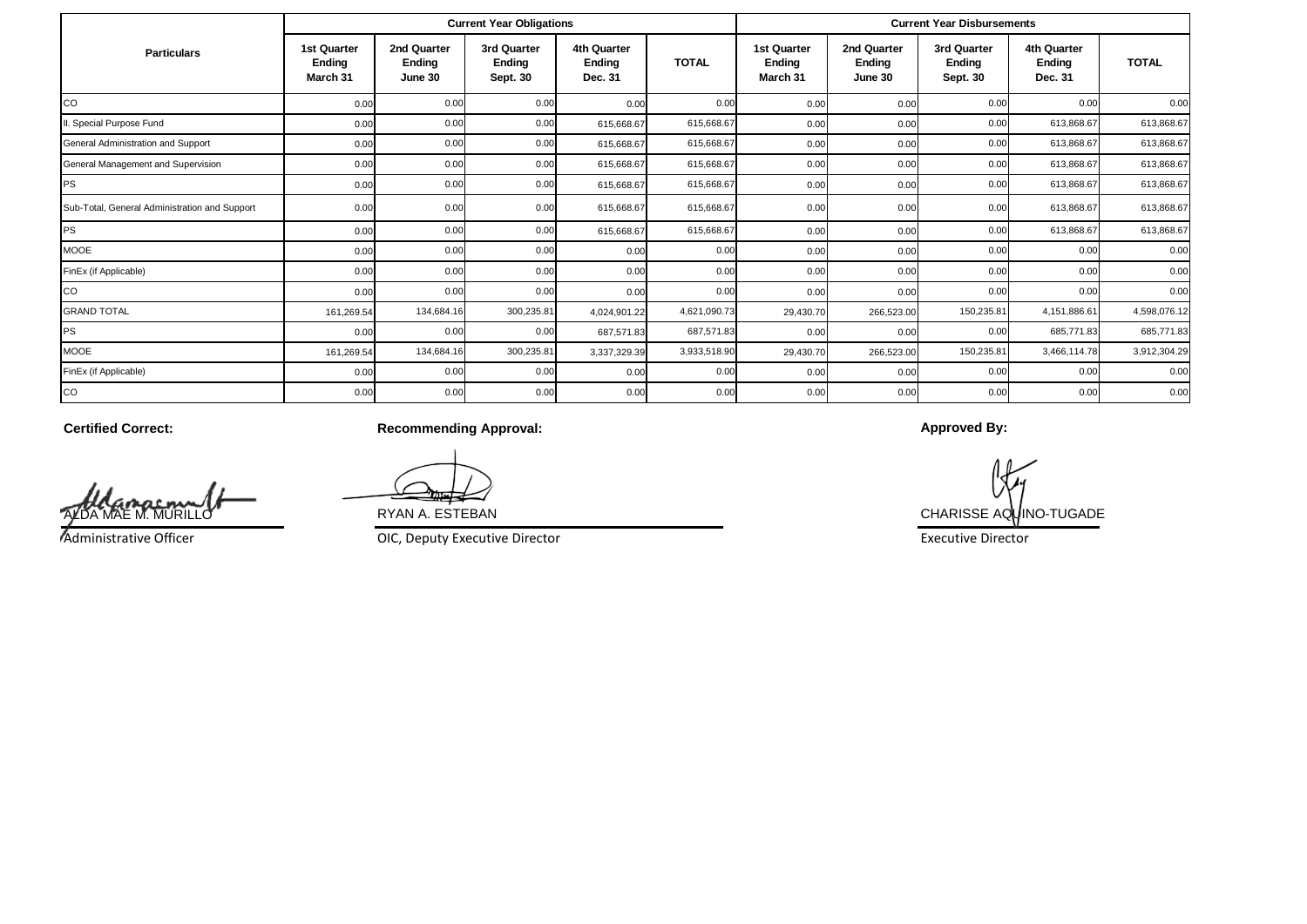| Particulars | Current Year Obligations | | | | | Current Year Disbursements | | | | |
|---|---|---|---|---|---|---|---|---|---|---|
| | 1st Quarter Ending March 31 | 2nd Quarter Ending June 30 | 3rd Quarter Ending Sept. 30 | 4th Quarter Ending Dec. 31 | TOTAL | 1st Quarter Ending March 31 | 2nd Quarter Ending June 30 | 3rd Quarter Ending Sept. 30 | 4th Quarter Ending Dec. 31 | TOTAL |
| CO | 0.00 | 0.00 | 0.00 | 0.00 | 0.00 | 0.00 | 0.00 | 0.00 | 0.00 | 0.00 |
| II. Special Purpose Fund | 0.00 | 0.00 | 0.00 | 615,668.67 | 615,668.67 | 0.00 | 0.00 | 0.00 | 613,868.67 | 613,868.67 |
| General Administration and Support | 0.00 | 0.00 | 0.00 | 615,668.67 | 615,668.67 | 0.00 | 0.00 | 0.00 | 613,868.67 | 613,868.67 |
| General Management and Supervision | 0.00 | 0.00 | 0.00 | 615,668.67 | 615,668.67 | 0.00 | 0.00 | 0.00 | 613,868.67 | 613,868.67 |
| PS | 0.00 | 0.00 | 0.00 | 615,668.67 | 615,668.67 | 0.00 | 0.00 | 0.00 | 613,868.67 | 613,868.67 |
| Sub-Total, General Administration and Support | 0.00 | 0.00 | 0.00 | 615,668.67 | 615,668.67 | 0.00 | 0.00 | 0.00 | 613,868.67 | 613,868.67 |
| PS | 0.00 | 0.00 | 0.00 | 615,668.67 | 615,668.67 | 0.00 | 0.00 | 0.00 | 613,868.67 | 613,868.67 |
| MOOE | 0.00 | 0.00 | 0.00 | 0.00 | 0.00 | 0.00 | 0.00 | 0.00 | 0.00 | 0.00 |
| FinEx (if Applicable) | 0.00 | 0.00 | 0.00 | 0.00 | 0.00 | 0.00 | 0.00 | 0.00 | 0.00 | 0.00 |
| CO | 0.00 | 0.00 | 0.00 | 0.00 | 0.00 | 0.00 | 0.00 | 0.00 | 0.00 | 0.00 |
| GRAND TOTAL | 161,269.54 | 134,684.16 | 300,235.81 | 4,024,901.22 | 4,621,090.73 | 29,430.70 | 266,523.00 | 150,235.81 | 4,151,886.61 | 4,598,076.12 |
| PS | 0.00 | 0.00 | 0.00 | 687,571.83 | 687,571.83 | 0.00 | 0.00 | 0.00 | 685,771.83 | 685,771.83 |
| MOOE | 161,269.54 | 134,684.16 | 300,235.81 | 3,337,329.39 | 3,933,518.90 | 29,430.70 | 266,523.00 | 150,235.81 | 3,466,114.78 | 3,912,304.29 |
| FinEx (if Applicable) | 0.00 | 0.00 | 0.00 | 0.00 | 0.00 | 0.00 | 0.00 | 0.00 | 0.00 | 0.00 |
| CO | 0.00 | 0.00 | 0.00 | 0.00 | 0.00 | 0.00 | 0.00 | 0.00 | 0.00 | 0.00 |

**Certified Correct:**

ALDA MAE M. MURILLO
Administrative Officer

**Recommending Approval:**

RYAN A. ESTEBAN
OIC, Deputy Executive Director

**Approved By:**

CHARISSE AQUINO-TUGADE
Executive Director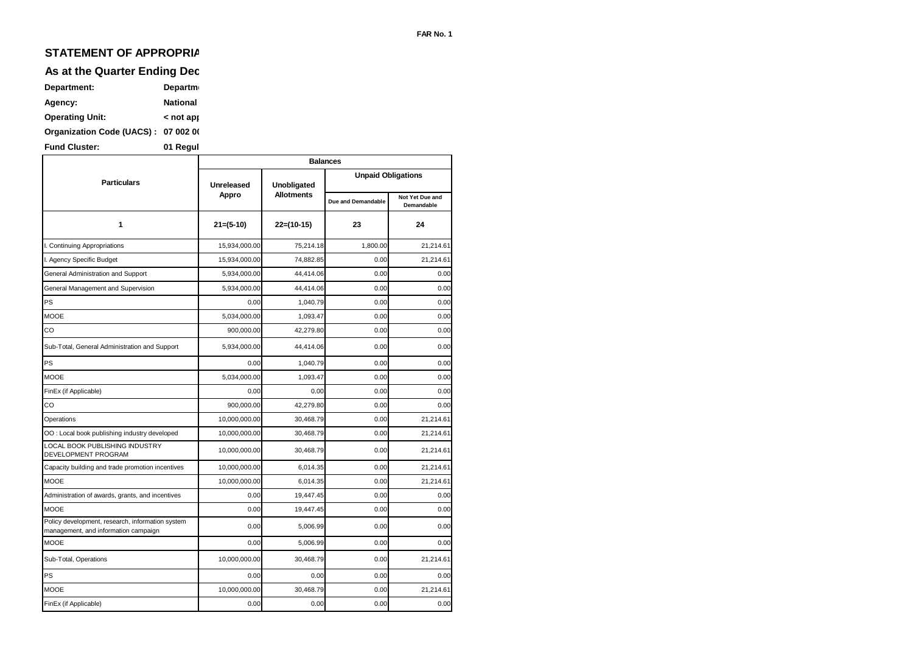FAR No. 1

# STATEMENT OF APPROPRIA

## As at the Quarter Ending Dec

**Department:** Departm

**Agency:** National

**Operating Unit:** < not app

**Organization Code (UACS) :** 07 002 00

**Fund Cluster:** 01 Regul

| Particulars | Balances | | | |
|---|---|---|---|---|
| | Unreleased Appro | Unobligated Allotments | Unpaid Obligations | |
| | | | Due and Demandable | Not Yet Due and Demandable |
| 1 | 21=(5-10) | 22=(10-15) | 23 | 24 |
| I. Continuing Appropriations | 15,934,000.00 | 75,214.18 | 1,800.00 | 21,214.61 |
| I. Agency Specific Budget | 15,934,000.00 | 74,882.85 | 0.00 | 21,214.61 |
| General Administration and Support | 5,934,000.00 | 44,414.06 | 0.00 | 0.00 |
| General Management and Supervision | 5,934,000.00 | 44,414.06 | 0.00 | 0.00 |
| PS | 0.00 | 1,040.79 | 0.00 | 0.00 |
| MOOE | 5,034,000.00 | 1,093.47 | 0.00 | 0.00 |
| CO | 900,000.00 | 42,279.80 | 0.00 | 0.00 |
| Sub-Total, General Administration and Support | 5,934,000.00 | 44,414.06 | 0.00 | 0.00 |
| PS | 0.00 | 1,040.79 | 0.00 | 0.00 |
| MOOE | 5,034,000.00 | 1,093.47 | 0.00 | 0.00 |
| FinEx (if Applicable) | 0.00 | 0.00 | 0.00 | 0.00 |
| CO | 900,000.00 | 42,279.80 | 0.00 | 0.00 |
| Operations | 10,000,000.00 | 30,468.79 | 0.00 | 21,214.61 |
| OO : Local book publishing industry developed | 10,000,000.00 | 30,468.79 | 0.00 | 21,214.61 |
| LOCAL BOOK PUBLISHING INDUSTRY DEVELOPMENT PROGRAM | 10,000,000.00 | 30,468.79 | 0.00 | 21,214.61 |
| Capacity building and trade promotion incentives | 10,000,000.00 | 6,014.35 | 0.00 | 21,214.61 |
| MOOE | 10,000,000.00 | 6,014.35 | 0.00 | 21,214.61 |
| Administration of awards, grants, and incentives | 0.00 | 19,447.45 | 0.00 | 0.00 |
| MOOE | 0.00 | 19,447.45 | 0.00 | 0.00 |
| Policy development, research, information system management, and information campaign | 0.00 | 5,006.99 | 0.00 | 0.00 |
| MOOE | 0.00 | 5,006.99 | 0.00 | 0.00 |
| Sub-Total, Operations | 10,000,000.00 | 30,468.79 | 0.00 | 21,214.61 |
| PS | 0.00 | 0.00 | 0.00 | 0.00 |
| MOOE | 10,000,000.00 | 30,468.79 | 0.00 | 21,214.61 |
| FinEx (if Applicable) | 0.00 | 0.00 | 0.00 | 0.00 |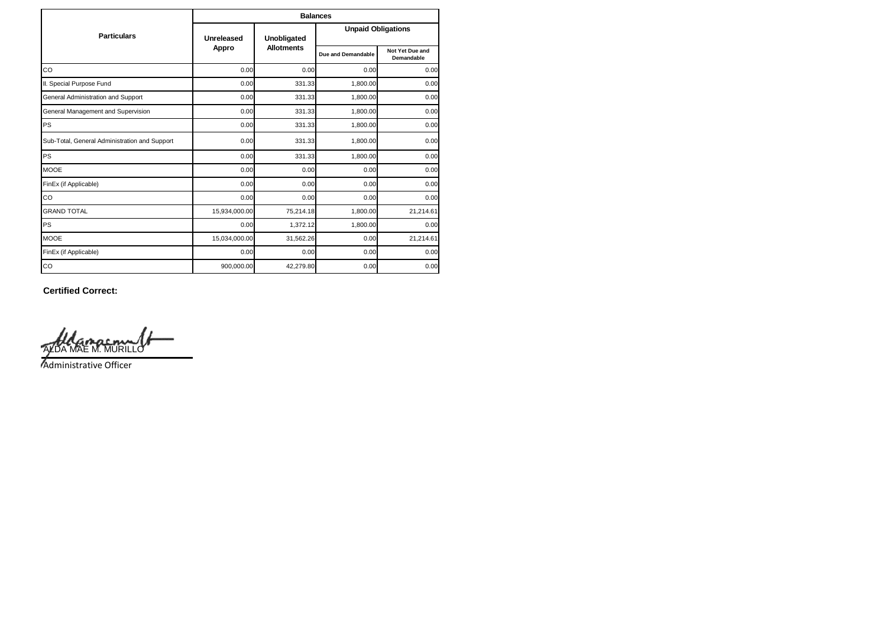| Particulars | Balances | | | |
|---|---|---|---|---|
| | Unreleased Appro | Unobligated Allotments | Unpaid Obligations | |
| | | | Due and Demandable | Not Yet Due and Demandable |
| CO | 0.00 | 0.00 | 0.00 | 0.00 |
| II. Special Purpose Fund | 0.00 | 331.33 | 1,800.00 | 0.00 |
| General Administration and Support | 0.00 | 331.33 | 1,800.00 | 0.00 |
| General Management and Supervision | 0.00 | 331.33 | 1,800.00 | 0.00 |
| PS | 0.00 | 331.33 | 1,800.00 | 0.00 |
| Sub-Total, General Administration and Support | 0.00 | 331.33 | 1,800.00 | 0.00 |
| PS | 0.00 | 331.33 | 1,800.00 | 0.00 |
| MOOE | 0.00 | 0.00 | 0.00 | 0.00 |
| FinEx (if Applicable) | 0.00 | 0.00 | 0.00 | 0.00 |
| CO | 0.00 | 0.00 | 0.00 | 0.00 |
| GRAND TOTAL | 15,934,000.00 | 75,214.18 | 1,800.00 | 21,214.61 |
| PS | 0.00 | 1,372.12 | 1,800.00 | 0.00 |
| MOOE | 15,034,000.00 | 31,562.26 | 0.00 | 21,214.61 |
| FinEx (if Applicable) | 0.00 | 0.00 | 0.00 | 0.00 |
| CO | 900,000.00 | 42,279.80 | 0.00 | 0.00 |

**Certified Correct:**

ALDA MAE M. MURILLO
Administrative Officer